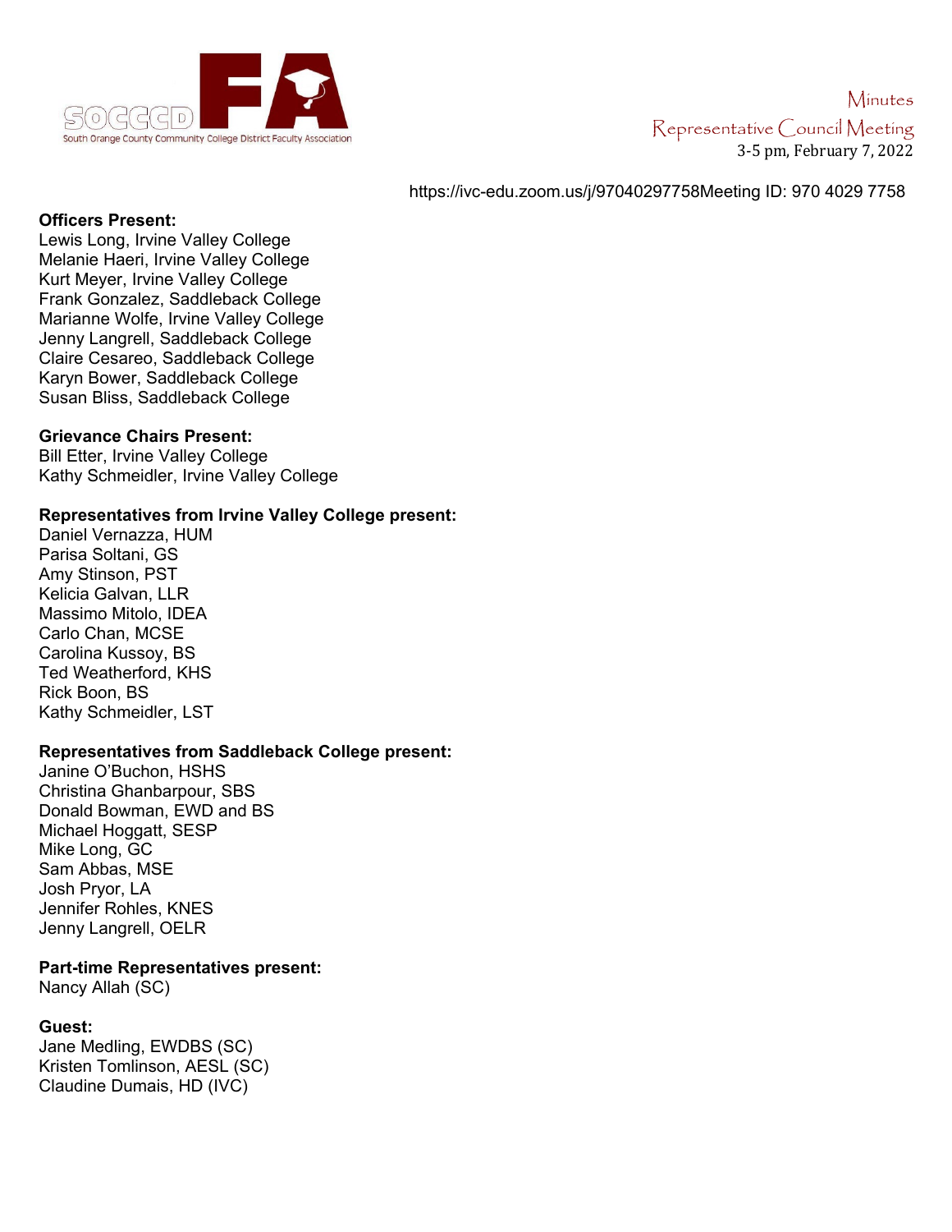SOCCCD FA

South Orange County Community College District Faculty Association

Minutes

Representative Council Meeting

3-5 pm, February 7, 2022

https://ivc-edu.zoom.us/j/97040297758Meeting ID: 970 4029 7758

**Officers Present:**
Lewis Long, Irvine Valley College
Melanie Haeri, Irvine Valley College
Kurt Meyer, Irvine Valley College
Frank Gonzalez, Saddleback College
Marianne Wolfe, Irvine Valley College
Jenny Langrell, Saddleback College
Claire Cesareo, Saddleback College
Karyn Bower, Saddleback College
Susan Bliss, Saddleback College

**Grievance Chairs Present:**
Bill Etter, Irvine Valley College
Kathy Schmeidler, Irvine Valley College

**Representatives from Irvine Valley College present:**
Daniel Vernazza, HUM
Parisa Soltani, GS
Amy Stinson, PST
Kelicia Galvan, LLR
Massimo Mitolo, IDEA
Carlo Chan, MCSE
Carolina Kussoy, BS
Ted Weatherford, KHS
Rick Boon, BS
Kathy Schmeidler, LST

**Representatives from Saddleback College present:**
Janine O'Buchon, HSHS
Christina Ghanbarpour, SBS
Donald Bowman, EWD and BS
Michael Hoggatt, SESP
Mike Long, GC
Sam Abbas, MSE
Josh Pryor, LA
Jennifer Rohles, KNES
Jenny Langrell, OELR

**Part-time Representatives present:**
Nancy Allah (SC)

**Guest:**
Jane Medling, EWDBS (SC)
Kristen Tomlinson, AESL (SC)
Claudine Dumais, HD (IVC)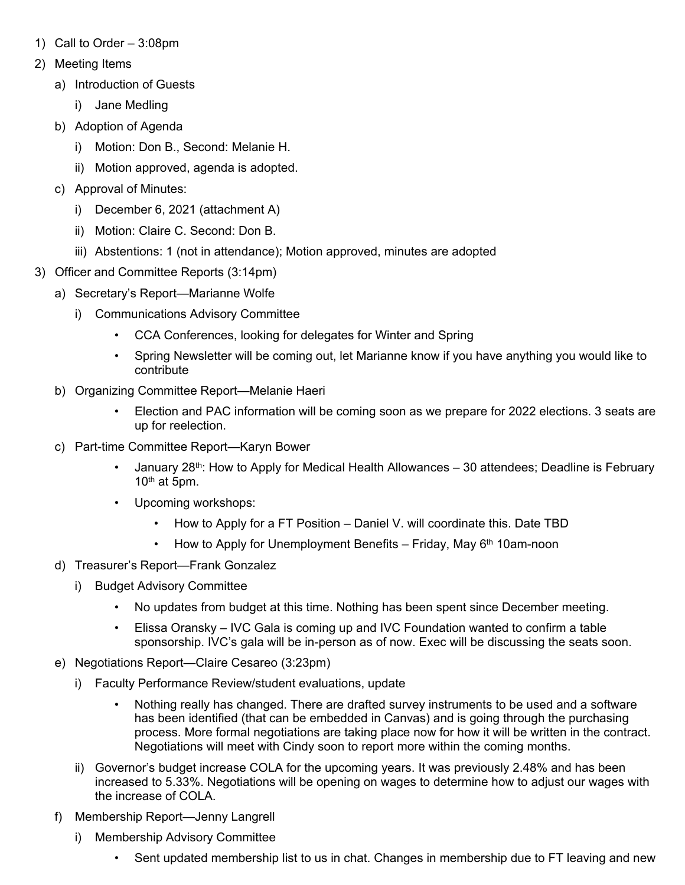1) Call to Order – 3:08pm
2) Meeting Items
   a) Introduction of Guests
      i) Jane Medling
   b) Adoption of Agenda
      i) Motion: Don B., Second: Melanie H.
      ii) Motion approved, agenda is adopted.
   c) Approval of Minutes:
      i) December 6, 2021 (attachment A)
      ii) Motion: Claire C. Second: Don B.
      iii) Abstentions: 1 (not in attendance); Motion approved, minutes are adopted
3) Officer and Committee Reports (3:14pm)
   a) Secretary's Report—Marianne Wolfe
      i) Communications Advisory Committee
         - CCA Conferences, looking for delegates for Winter and Spring
         - Spring Newsletter will be coming out, let Marianne know if you have anything you would like to contribute
   b) Organizing Committee Report—Melanie Haeri
         - Election and PAC information will be coming soon as we prepare for 2022 elections. 3 seats are up for reelection.
   c) Part-time Committee Report—Karyn Bower
         - January 28th: How to Apply for Medical Health Allowances – 30 attendees; Deadline is February 10th at 5pm.
         - Upcoming workshops:
            - How to Apply for a FT Position – Daniel V. will coordinate this. Date TBD
            - How to Apply for Unemployment Benefits – Friday, May 6th 10am-noon
   d) Treasurer's Report—Frank Gonzalez
      i) Budget Advisory Committee
         - No updates from budget at this time. Nothing has been spent since December meeting.
         - Elissa Oransky – IVC Gala is coming up and IVC Foundation wanted to confirm a table sponsorship. IVC's gala will be in-person as of now. Exec will be discussing the seats soon.
   e) Negotiations Report—Claire Cesareo (3:23pm)
      i) Faculty Performance Review/student evaluations, update
         - Nothing really has changed. There are drafted survey instruments to be used and a software has been identified (that can be embedded in Canvas) and is going through the purchasing process. More formal negotiations are taking place now for how it will be written in the contract. Negotiations will meet with Cindy soon to report more within the coming months.
      ii) Governor's budget increase COLA for the upcoming years. It was previously 2.48% and has been increased to 5.33%. Negotiations will be opening on wages to determine how to adjust our wages with the increase of COLA.
   f) Membership Report—Jenny Langrell
      i) Membership Advisory Committee
         - Sent updated membership list to us in chat. Changes in membership due to FT leaving and new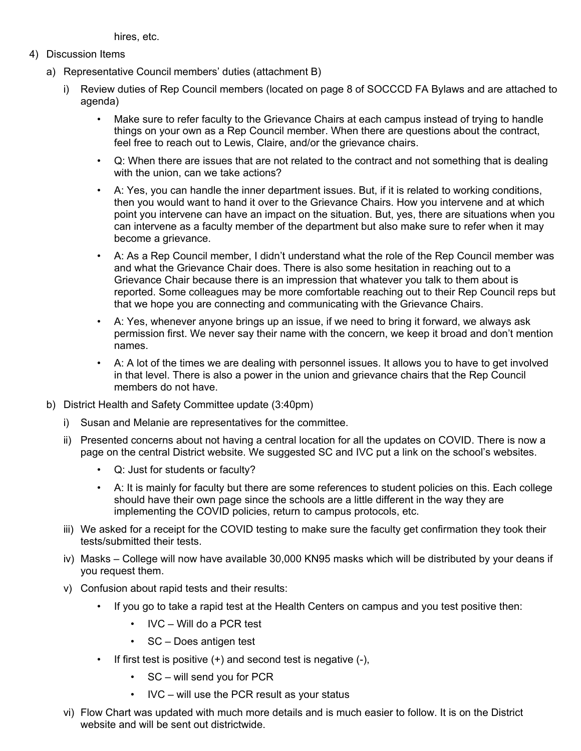hires, etc.

4) Discussion Items
   a) Representative Council members' duties (attachment B)
      i) Review duties of Rep Council members (located on page 8 of SOCCCD FA Bylaws and are attached to agenda)
         - Make sure to refer faculty to the Grievance Chairs at each campus instead of trying to handle things on your own as a Rep Council member. When there are questions about the contract, feel free to reach out to Lewis, Claire, and/or the grievance chairs.
         - Q: When there are issues that are not related to the contract and not something that is dealing with the union, can we take actions?
         - A: Yes, you can handle the inner department issues. But, if it is related to working conditions, then you would want to hand it over to the Grievance Chairs. How you intervene and at which point you intervene can have an impact on the situation. But, yes, there are situations when you can intervene as a faculty member of the department but also make sure to refer when it may become a grievance.
         - A: As a Rep Council member, I didn't understand what the role of the Rep Council member was and what the Grievance Chair does. There is also some hesitation in reaching out to a Grievance Chair because there is an impression that whatever you talk to them about is reported. Some colleagues may be more comfortable reaching out to their Rep Council reps but that we hope you are connecting and communicating with the Grievance Chairs.
         - A: Yes, whenever anyone brings up an issue, if we need to bring it forward, we always ask permission first. We never say their name with the concern, we keep it broad and don't mention names.
         - A: A lot of the times we are dealing with personnel issues. It allows you to have to get involved in that level. There is also a power in the union and grievance chairs that the Rep Council members do not have.
   b) District Health and Safety Committee update (3:40pm)
      i) Susan and Melanie are representatives for the committee.
      ii) Presented concerns about not having a central location for all the updates on COVID. There is now a page on the central District website. We suggested SC and IVC put a link on the school's websites.
         - Q: Just for students or faculty?
         - A: It is mainly for faculty but there are some references to student policies on this. Each college should have their own page since the schools are a little different in the way they are implementing the COVID policies, return to campus protocols, etc.
      iii) We asked for a receipt for the COVID testing to make sure the faculty get confirmation they took their tests/submitted their tests.
      iv) Masks – College will now have available 30,000 KN95 masks which will be distributed by your deans if you request them.
      v) Confusion about rapid tests and their results:
         - If you go to take a rapid test at the Health Centers on campus and you test positive then:
            - IVC – Will do a PCR test
            - SC – Does antigen test
         - If first test is positive (+) and second test is negative (-),
            - SC – will send you for PCR
            - IVC – will use the PCR result as your status
      vi) Flow Chart was updated with much more details and is much easier to follow. It is on the District website and will be sent out districtwide.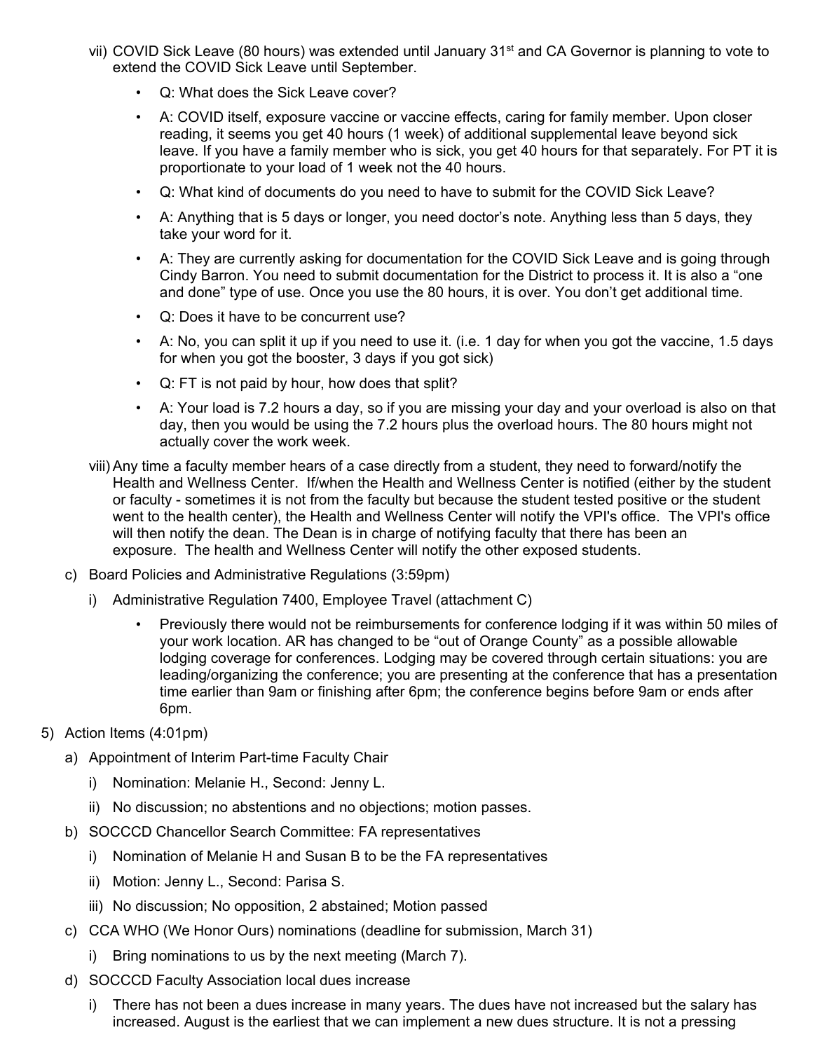vii) COVID Sick Leave (80 hours) was extended until January 31st and CA Governor is planning to vote to extend the COVID Sick Leave until September.

- Q: What does the Sick Leave cover?
- A: COVID itself, exposure vaccine or vaccine effects, caring for family member. Upon closer reading, it seems you get 40 hours (1 week) of additional supplemental leave beyond sick leave. If you have a family member who is sick, you get 40 hours for that separately. For PT it is proportionate to your load of 1 week not the 40 hours.
- Q: What kind of documents do you need to have to submit for the COVID Sick Leave?
- A: Anything that is 5 days or longer, you need doctor's note. Anything less than 5 days, they take your word for it.
- A: They are currently asking for documentation for the COVID Sick Leave and is going through Cindy Barron. You need to submit documentation for the District to process it. It is also a "one and done" type of use. Once you use the 80 hours, it is over. You don't get additional time.
- Q: Does it have to be concurrent use?
- A: No, you can split it up if you need to use it. (i.e. 1 day for when you got the vaccine, 1.5 days for when you got the booster, 3 days if you got sick)
- Q: FT is not paid by hour, how does that split?
- A: Your load is 7.2 hours a day, so if you are missing your day and your overload is also on that day, then you would be using the 7.2 hours plus the overload hours. The 80 hours might not actually cover the work week.

viii) Any time a faculty member hears of a case directly from a student, they need to forward/notify the Health and Wellness Center. If/when the Health and Wellness Center is notified (either by the student or faculty - sometimes it is not from the faculty but because the student tested positive or the student went to the health center), the Health and Wellness Center will notify the VPI's office. The VPI's office will then notify the dean. The Dean is in charge of notifying faculty that there has been an exposure. The health and Wellness Center will notify the other exposed students.

c) Board Policies and Administrative Regulations (3:59pm)

i) Administrative Regulation 7400, Employee Travel (attachment C)

- Previously there would not be reimbursements for conference lodging if it was within 50 miles of your work location. AR has changed to be "out of Orange County" as a possible allowable lodging coverage for conferences. Lodging may be covered through certain situations: you are leading/organizing the conference; you are presenting at the conference that has a presentation time earlier than 9am or finishing after 6pm; the conference begins before 9am or ends after 6pm.

5) Action Items (4:01pm)

a) Appointment of Interim Part-time Faculty Chair

i) Nomination: Melanie H., Second: Jenny L.

ii) No discussion; no abstentions and no objections; motion passes.

b) SOCCCD Chancellor Search Committee: FA representatives

i) Nomination of Melanie H and Susan B to be the FA representatives

ii) Motion: Jenny L., Second: Parisa S.

iii) No discussion; No opposition, 2 abstained; Motion passed

c) CCA WHO (We Honor Ours) nominations (deadline for submission, March 31)

i) Bring nominations to us by the next meeting (March 7).

d) SOCCCD Faculty Association local dues increase

i) There has not been a dues increase in many years. The dues have not increased but the salary has increased. August is the earliest that we can implement a new dues structure. It is not a pressing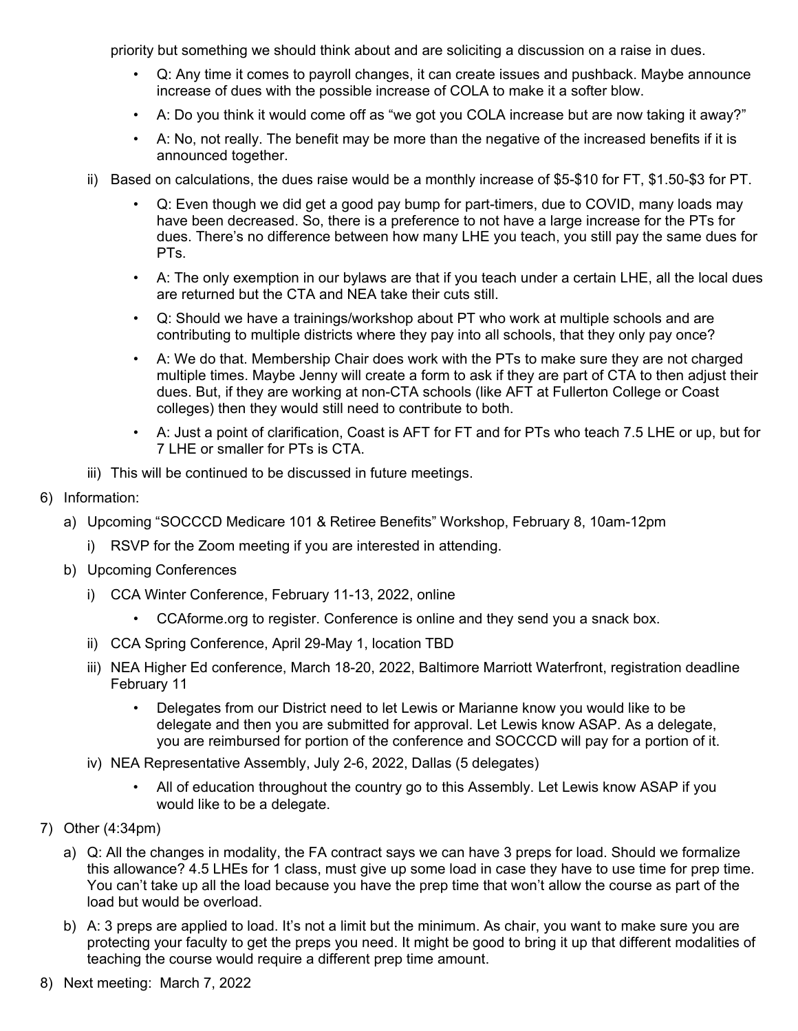priority but something we should think about and are soliciting a discussion on a raise in dues.

- Q: Any time it comes to payroll changes, it can create issues and pushback. Maybe announce increase of dues with the possible increase of COLA to make it a softer blow.
- A: Do you think it would come off as "we got you COLA increase but are now taking it away?"
- A: No, not really. The benefit may be more than the negative of the increased benefits if it is announced together.

ii) Based on calculations, the dues raise would be a monthly increase of $5-$10 for FT, $1.50-$3 for PT.

- Q: Even though we did get a good pay bump for part-timers, due to COVID, many loads may have been decreased. So, there is a preference to not have a large increase for the PTs for dues. There's no difference between how many LHE you teach, you still pay the same dues for PTs.
- A: The only exemption in our bylaws are that if you teach under a certain LHE, all the local dues are returned but the CTA and NEA take their cuts still.
- Q: Should we have a trainings/workshop about PT who work at multiple schools and are contributing to multiple districts where they pay into all schools, that they only pay once?
- A: We do that. Membership Chair does work with the PTs to make sure they are not charged multiple times. Maybe Jenny will create a form to ask if they are part of CTA to then adjust their dues. But, if they are working at non-CTA schools (like AFT at Fullerton College or Coast colleges) then they would still need to contribute to both.
- A: Just a point of clarification, Coast is AFT for FT and for PTs who teach 7.5 LHE or up, but for 7 LHE or smaller for PTs is CTA.

iii) This will be continued to be discussed in future meetings.

6) Information:

a) Upcoming "SOCCCD Medicare 101 & Retiree Benefits" Workshop, February 8, 10am-12pm

i) RSVP for the Zoom meeting if you are interested in attending.

b) Upcoming Conferences

i) CCA Winter Conference, February 11-13, 2022, online

- CCAforme.org to register. Conference is online and they send you a snack box.

ii) CCA Spring Conference, April 29-May 1, location TBD

iii) NEA Higher Ed conference, March 18-20, 2022, Baltimore Marriott Waterfront, registration deadline February 11

- Delegates from our District need to let Lewis or Marianne know you would like to be delegate and then you are submitted for approval. Let Lewis know ASAP. As a delegate, you are reimbursed for portion of the conference and SOCCCD will pay for a portion of it.

iv) NEA Representative Assembly, July 2-6, 2022, Dallas (5 delegates)

- All of education throughout the country go to this Assembly. Let Lewis know ASAP if you would like to be a delegate.

7) Other (4:34pm)

a) Q: All the changes in modality, the FA contract says we can have 3 preps for load. Should we formalize this allowance? 4.5 LHEs for 1 class, must give up some load in case they have to use time for prep time. You can't take up all the load because you have the prep time that won't allow the course as part of the load but would be overload.

b) A: 3 preps are applied to load. It's not a limit but the minimum. As chair, you want to make sure you are protecting your faculty to get the preps you need. It might be good to bring it up that different modalities of teaching the course would require a different prep time amount.

8) Next meeting: March 7, 2022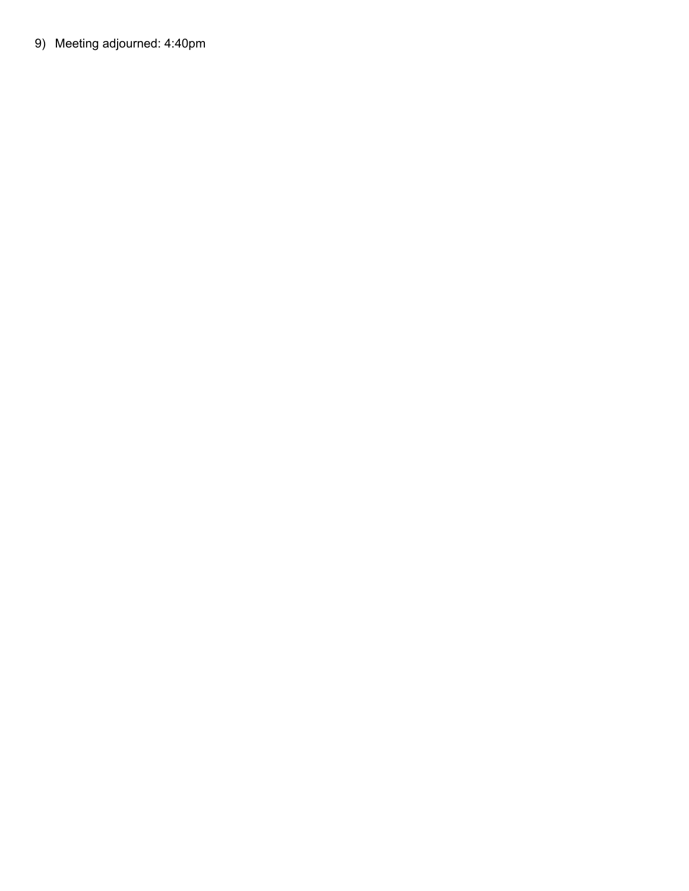9) Meeting adjourned: 4:40pm